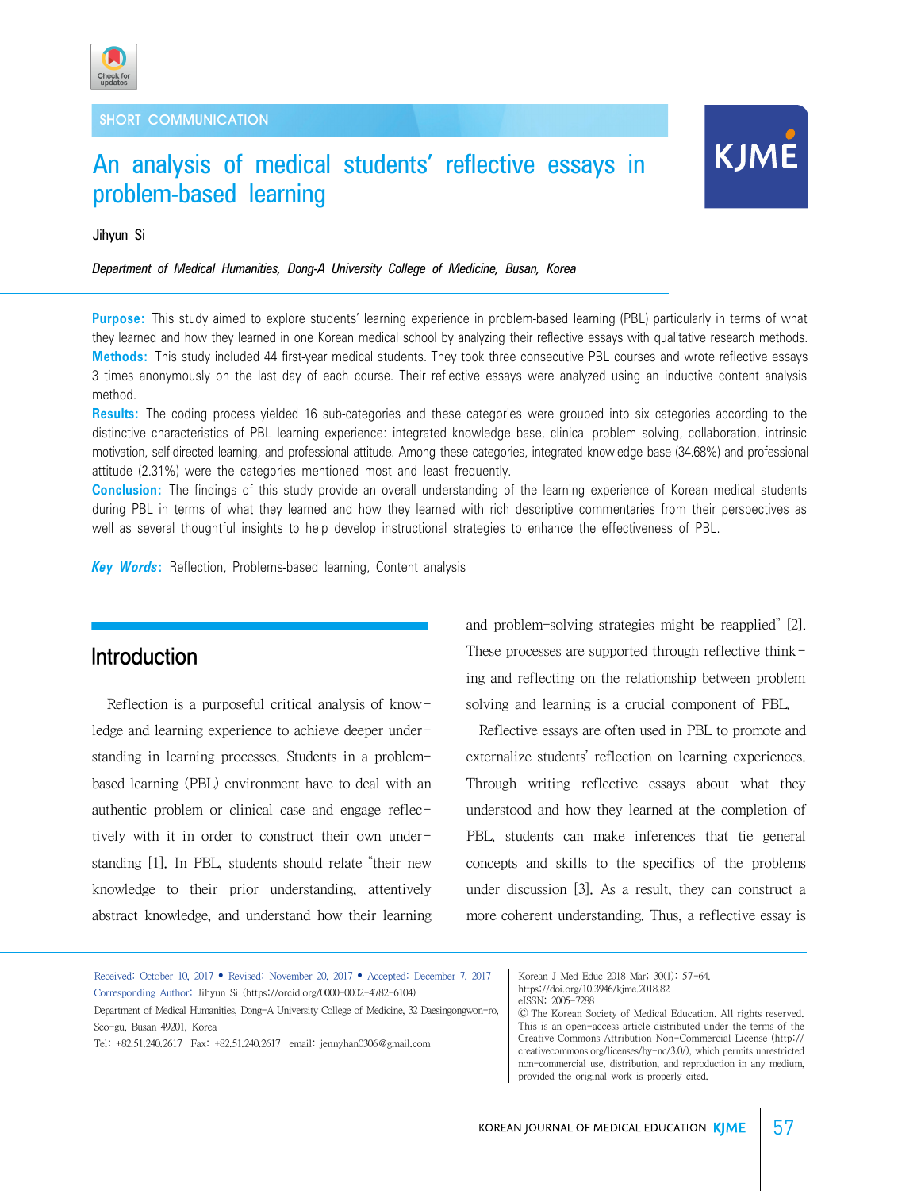SHORT COMMUNICATION

# An analysis of medical students' reflective essays in problem-based learning

Jihyun Si

*Department of Medical Humanities, Dong-A University College of Medicine, Busan, Korea*

**Purpose:** This study aimed to explore students' learning experience in problem-based learning (PBL) particularly in terms of what they learned and how they learned in one Korean medical school by analyzing their reflective essays with qualitative research methods.
**Methods:** This study included 44 first-year medical students. They took three consecutive PBL courses and wrote reflective essays 3 times anonymously on the last day of each course. Their reflective essays were analyzed using an inductive content analysis method.
**Results:** The coding process yielded 16 sub-categories and these categories were grouped into six categories according to the distinctive characteristics of PBL learning experience: integrated knowledge base, clinical problem solving, collaboration, intrinsic motivation, self-directed learning, and professional attitude. Among these categories, integrated knowledge base (34.68%) and professional attitude (2.31%) were the categories mentioned most and least frequently.
**Conclusion:** The findings of this study provide an overall understanding of the learning experience of Korean medical students during PBL in terms of what they learned and how they learned with rich descriptive commentaries from their perspectives as well as several thoughtful insights to help develop instructional strategies to enhance the effectiveness of PBL.

***Key Words*:** Reflection, Problems-based learning, Content analysis

## Introduction

Reflection is a purposeful critical analysis of knowledge and learning experience to achieve deeper understanding in learning processes. Students in a problem-based learning (PBL) environment have to deal with an authentic problem or clinical case and engage reflectively with it in order to construct their own understanding [1]. In PBL, students should relate "their new knowledge to their prior understanding, attentively abstract knowledge, and understand how their learning and problem-solving strategies might be reapplied" [2]. These processes are supported through reflective thinking and reflecting on the relationship between problem solving and learning is a crucial component of PBL.

Reflective essays are often used in PBL to promote and externalize students' reflection on learning experiences. Through writing reflective essays about what they understood and how they learned at the completion of PBL, students can make inferences that tie general concepts and skills to the specifics of the problems under discussion [3]. As a result, they can construct a more coherent understanding. Thus, a reflective essay is

Received: October 10, 2017 • Revised: November 20, 2017 • Accepted: December 7, 2017
Corresponding Author: Jihyun Si (https://orcid.org/0000-0002-4782-6104)
Department of Medical Humanities, Dong-A University College of Medicine, 32 Daesingongwon-ro, Seo-gu, Busan 49201, Korea
Tel: +82.51.240.2617 Fax: +82.51.240.2617 email: jennyhan0306@gmail.com

Korean J Med Educ 2018 Mar; 30(1): 57-64.
https://doi.org/10.3946/kjme.2018.82
eISSN: 2005-7288
© The Korean Society of Medical Education. All rights reserved.
This is an open-access article distributed under the terms of the Creative Commons Attribution Non-Commercial License (http://creativecommons.org/licenses/by-nc/3.0/), which permits unrestricted non-commercial use, distribution, and reproduction in any medium, provided the original work is properly cited.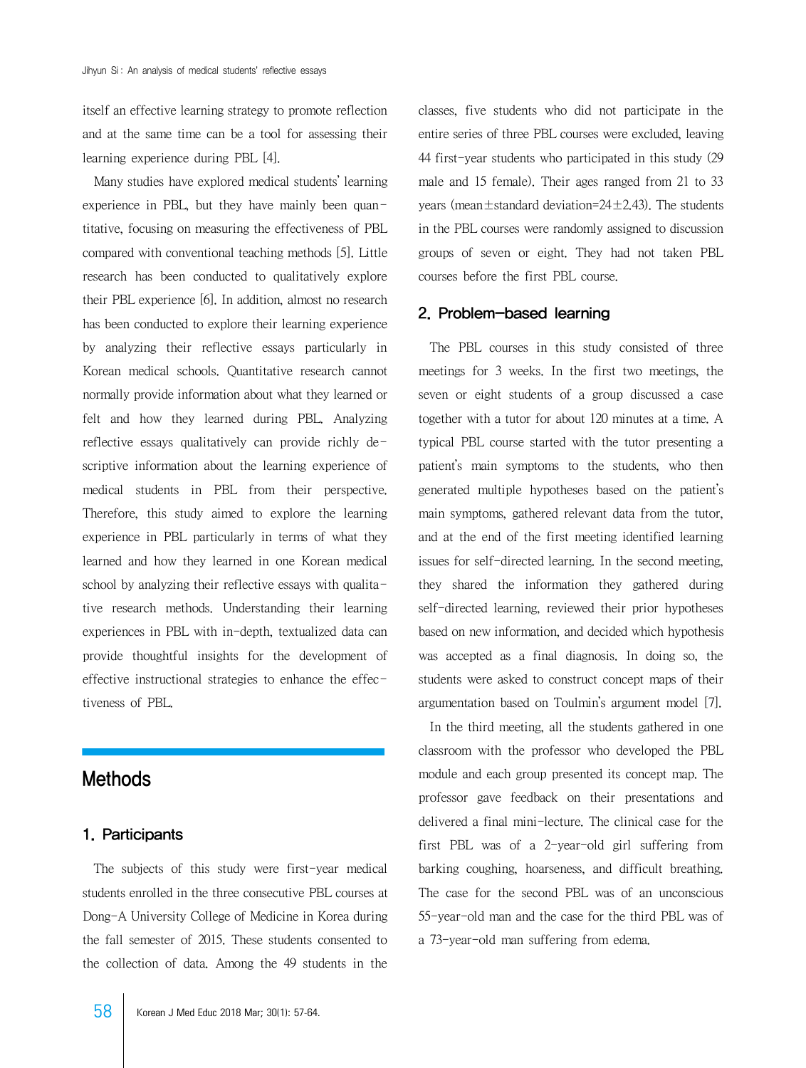itself an effective learning strategy to promote reflection and at the same time can be a tool for assessing their learning experience during PBL [4].

Many studies have explored medical students' learning experience in PBL, but they have mainly been quantitative, focusing on measuring the effectiveness of PBL compared with conventional teaching methods [5]. Little research has been conducted to qualitatively explore their PBL experience [6]. In addition, almost no research has been conducted to explore their learning experience by analyzing their reflective essays particularly in Korean medical schools. Quantitative research cannot normally provide information about what they learned or felt and how they learned during PBL. Analyzing reflective essays qualitatively can provide richly descriptive information about the learning experience of medical students in PBL from their perspective. Therefore, this study aimed to explore the learning experience in PBL particularly in terms of what they learned and how they learned in one Korean medical school by analyzing their reflective essays with qualitative research methods. Understanding their learning experiences in PBL with in-depth, textualized data can provide thoughtful insights for the development of effective instructional strategies to enhance the effectiveness of PBL.

# Methods

## 1. Participants

The subjects of this study were first-year medical students enrolled in the three consecutive PBL courses at Dong-A University College of Medicine in Korea during the fall semester of 2015. These students consented to the collection of data. Among the 49 students in the classes, five students who did not participate in the entire series of three PBL courses were excluded, leaving 44 first-year students who participated in this study (29 male and 15 female). Their ages ranged from 21 to 33 years (mean±standard deviation=24±2.43). The students in the PBL courses were randomly assigned to discussion groups of seven or eight. They had not taken PBL courses before the first PBL course.

## 2. Problem-based learning

The PBL courses in this study consisted of three meetings for 3 weeks. In the first two meetings, the seven or eight students of a group discussed a case together with a tutor for about 120 minutes at a time. A typical PBL course started with the tutor presenting a patient's main symptoms to the students, who then generated multiple hypotheses based on the patient's main symptoms, gathered relevant data from the tutor, and at the end of the first meeting identified learning issues for self-directed learning. In the second meeting, they shared the information they gathered during self-directed learning, reviewed their prior hypotheses based on new information, and decided which hypothesis was accepted as a final diagnosis. In doing so, the students were asked to construct concept maps of their argumentation based on Toulmin's argument model [7].

In the third meeting, all the students gathered in one classroom with the professor who developed the PBL module and each group presented its concept map. The professor gave feedback on their presentations and delivered a final mini-lecture. The clinical case for the first PBL was of a 2-year-old girl suffering from barking coughing, hoarseness, and difficult breathing. The case for the second PBL was of an unconscious 55-year-old man and the case for the third PBL was of a 73-year-old man suffering from edema.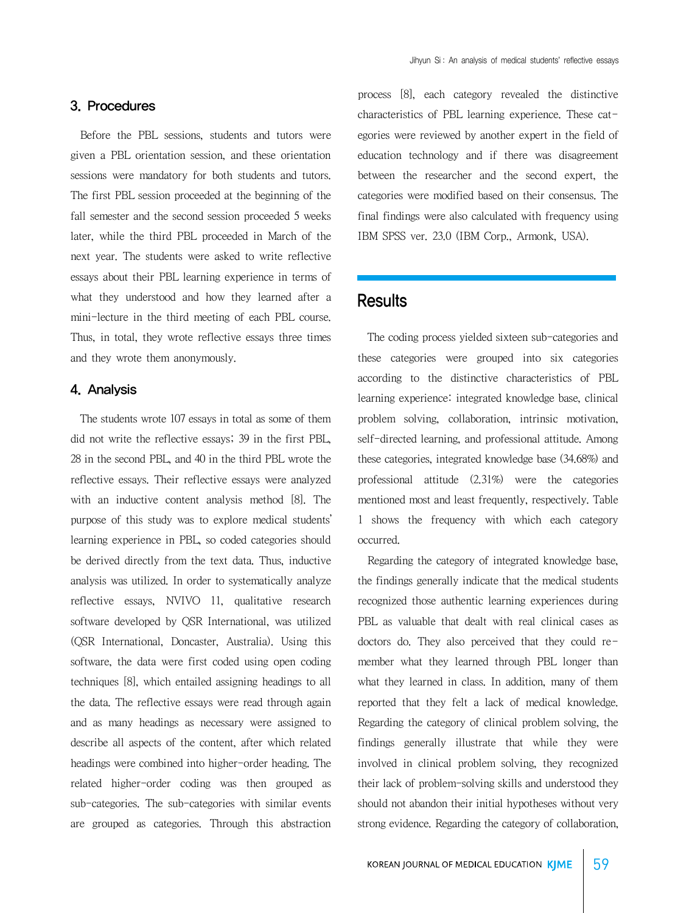### 3. Procedures

Before the PBL sessions, students and tutors were given a PBL orientation session, and these orientation sessions were mandatory for both students and tutors. The first PBL session proceeded at the beginning of the fall semester and the second session proceeded 5 weeks later, while the third PBL proceeded in March of the next year. The students were asked to write reflective essays about their PBL learning experience in terms of what they understood and how they learned after a mini-lecture in the third meeting of each PBL course. Thus, in total, they wrote reflective essays three times and they wrote them anonymously.

### 4. Analysis

The students wrote 107 essays in total as some of them did not write the reflective essays; 39 in the first PBL, 28 in the second PBL, and 40 in the third PBL wrote the reflective essays. Their reflective essays were analyzed with an inductive content analysis method [8]. The purpose of this study was to explore medical students' learning experience in PBL, so coded categories should be derived directly from the text data. Thus, inductive analysis was utilized. In order to systematically analyze reflective essays, NVIVO 11, qualitative research software developed by QSR International, was utilized (QSR International, Doncaster, Australia). Using this software, the data were first coded using open coding techniques [8], which entailed assigning headings to all the data. The reflective essays were read through again and as many headings as necessary were assigned to describe all aspects of the content, after which related headings were combined into higher-order heading. The related higher-order coding was then grouped as sub-categories. The sub-categories with similar events are grouped as categories. Through this abstraction process [8], each category revealed the distinctive characteristics of PBL learning experience. These categories were reviewed by another expert in the field of education technology and if there was disagreement between the researcher and the second expert, the categories were modified based on their consensus. The final findings were also calculated with frequency using IBM SPSS ver. 23.0 (IBM Corp., Armonk, USA).

## Results

The coding process yielded sixteen sub-categories and these categories were grouped into six categories according to the distinctive characteristics of PBL learning experience: integrated knowledge base, clinical problem solving, collaboration, intrinsic motivation, self-directed learning, and professional attitude. Among these categories, integrated knowledge base (34.68%) and professional attitude (2.31%) were the categories mentioned most and least frequently, respectively. Table 1 shows the frequency with which each category occurred.

Regarding the category of integrated knowledge base, the findings generally indicate that the medical students recognized those authentic learning experiences during PBL as valuable that dealt with real clinical cases as doctors do. They also perceived that they could remember what they learned through PBL longer than what they learned in class. In addition, many of them reported that they felt a lack of medical knowledge. Regarding the category of clinical problem solving, the findings generally illustrate that while they were involved in clinical problem solving, they recognized their lack of problem-solving skills and understood they should not abandon their initial hypotheses without very strong evidence. Regarding the category of collaboration,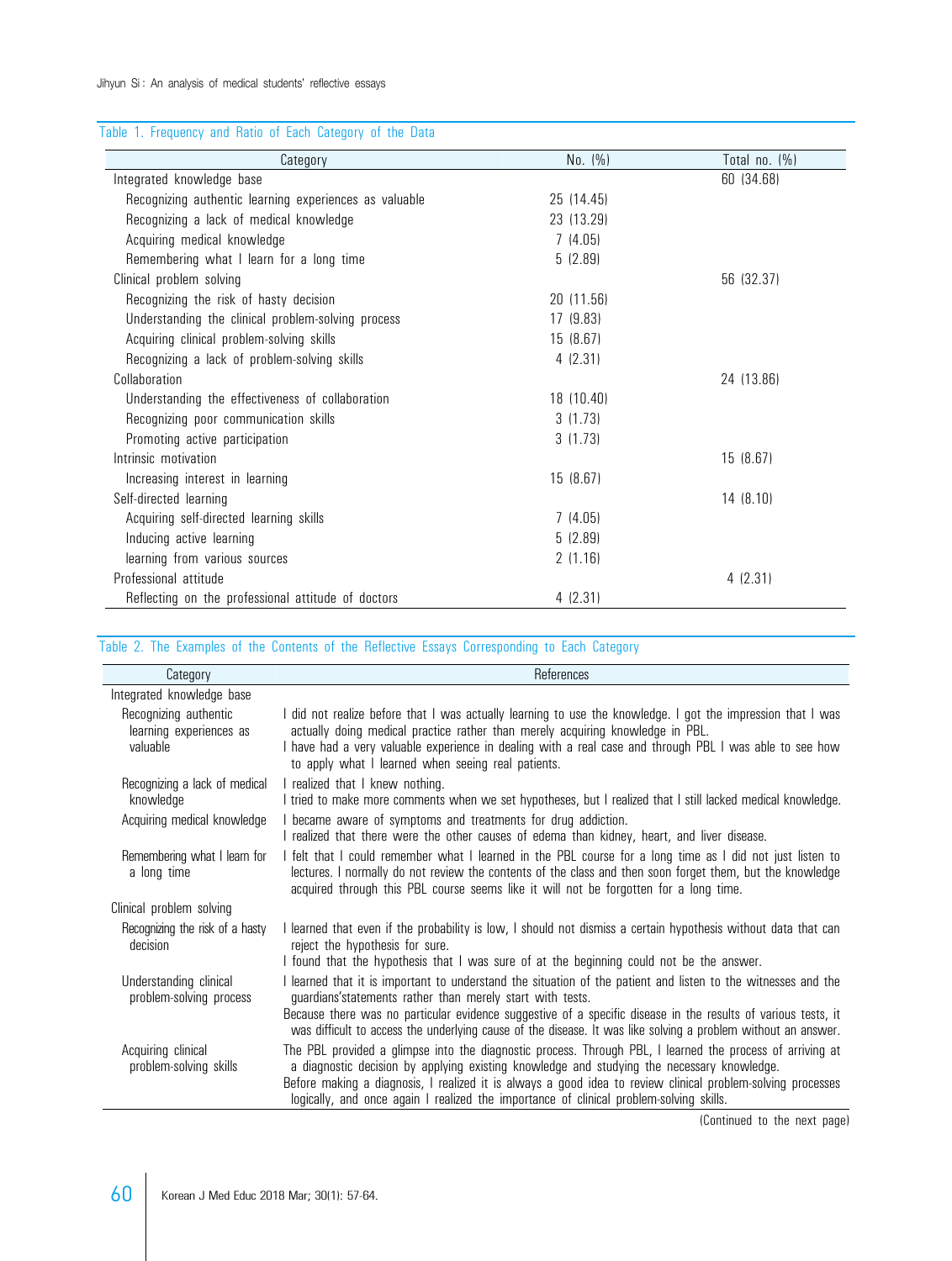Table 1. Frequency and Ratio of Each Category of the Data

| Category | No. (%) | Total no. (%) |
|---|---|---|
| Integrated knowledge base | | 60 (34.68) |
| Recognizing authentic learning experiences as valuable | 25 (14.45) | |
| Recognizing a lack of medical knowledge | 23 (13.29) | |
| Acquiring medical knowledge | 7 (4.05) | |
| Remembering what I learn for a long time | 5 (2.89) | |
| Clinical problem solving | | 56 (32.37) |
| Recognizing the risk of hasty decision | 20 (11.56) | |
| Understanding the clinical problem-solving process | 17 (9.83) | |
| Acquiring clinical problem-solving skills | 15 (8.67) | |
| Recognizing a lack of problem-solving skills | 4 (2.31) | |
| Collaboration | | 24 (13.86) |
| Understanding the effectiveness of collaboration | 18 (10.40) | |
| Recognizing poor communication skills | 3 (1.73) | |
| Promoting active participation | 3 (1.73) | |
| Intrinsic motivation | | 15 (8.67) |
| Increasing interest in learning | 15 (8.67) | |
| Self-directed learning | | 14 (8.10) |
| Acquiring self-directed learning skills | 7 (4.05) | |
| Inducing active learning | 5 (2.89) | |
| learning from various sources | 2 (1.16) | |
| Professional attitude | | 4 (2.31) |
| Reflecting on the professional attitude of doctors | 4 (2.31) | |

Table 2. The Examples of the Contents of the Reflective Essays Corresponding to Each Category

| Category | References |
|---|---|
| Integrated knowledge base | |
| Recognizing authentic learning experiences as valuable | I did not realize before that I was actually learning to use the knowledge. I got the impression that I was actually doing medical practice rather than merely acquiring knowledge in PBL. I have had a very valuable experience in dealing with a real case and through PBL I was able to see how to apply what I learned when seeing real patients. |
| Recognizing a lack of medical knowledge | I realized that I knew nothing. I tried to make more comments when we set hypotheses, but I realized that I still lacked medical knowledge. |
| Acquiring medical knowledge | I became aware of symptoms and treatments for drug addiction. I realized that there were the other causes of edema than kidney, heart, and liver disease. |
| Remembering what I learn for a long time | I felt that I could remember what I learned in the PBL course for a long time as I did not just listen to lectures. I normally do not review the contents of the class and then soon forget them, but the knowledge acquired through this PBL course seems like it will not be forgotten for a long time. |
| Clinical problem solving | |
| Recognizing the risk of a hasty decision | I learned that even if the probability is low, I should not dismiss a certain hypothesis without data that can reject the hypothesis for sure. I found that the hypothesis that I was sure of at the beginning could not be the answer. |
| Understanding clinical problem-solving process | I learned that it is important to understand the situation of the patient and listen to the witnesses and the guardians'statements rather than merely start with tests. Because there was no particular evidence suggestive of a specific disease in the results of various tests, it was difficult to access the underlying cause of the disease. It was like solving a problem without an answer. |
| Acquiring clinical problem-solving skills | The PBL provided a glimpse into the diagnostic process. Through PBL, I learned the process of arriving at a diagnostic decision by applying existing knowledge and studying the necessary knowledge. Before making a diagnosis, I realized it is always a good idea to review clinical problem-solving processes logically, and once again I realized the importance of clinical problem-solving skills. |

(Continued to the next page)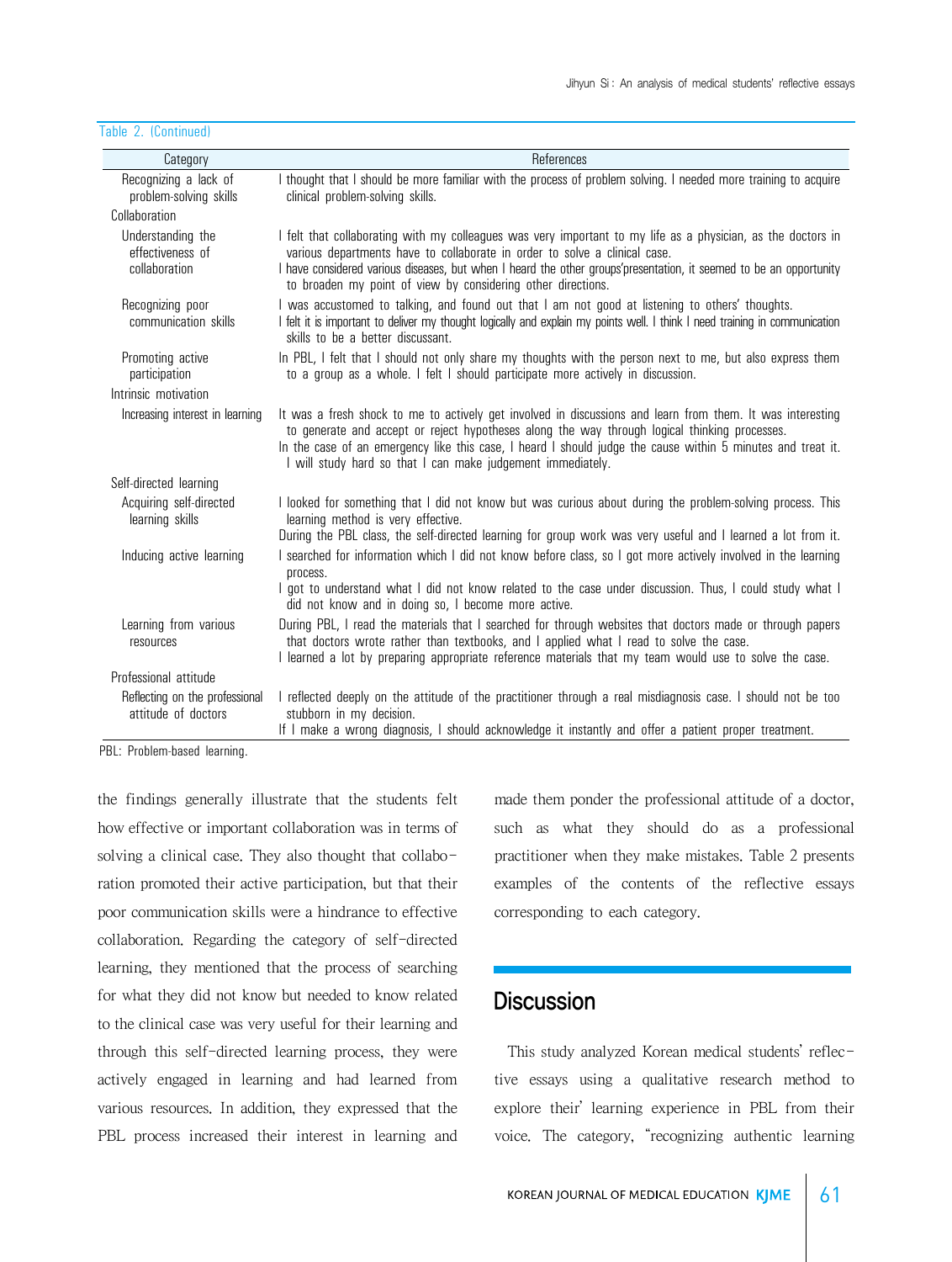Table 2. (Continued)

| Category | References |
|---|---|
| Recognizing a lack of problem-solving skills | I thought that I should be more familiar with the process of problem solving. I needed more training to acquire clinical problem-solving skills. |
| Collaboration | |
| Understanding the effectiveness of collaboration | I felt that collaborating with my colleagues was very important to my life as a physician, as the doctors in various departments have to collaborate in order to solve a clinical case.<br>I have considered various diseases, but when I heard the other groups'presentation, it seemed to be an opportunity to broaden my point of view by considering other directions. |
| Recognizing poor communication skills | I was accustomed to talking, and found out that I am not good at listening to others' thoughts.<br>I felt it is important to deliver my thought logically and explain my points well. I think I need training in communication skills to be a better discussant. |
| Promoting active participation | In PBL, I felt that I should not only share my thoughts with the person next to me, but also express them to a group as a whole. I felt I should participate more actively in discussion. |
| Intrinsic motivation | |
| Increasing interest in learning | It was a fresh shock to me to actively get involved in discussions and learn from them. It was interesting to generate and accept or reject hypotheses along the way through logical thinking processes.<br>In the case of an emergency like this case, I heard I should judge the cause within 5 minutes and treat it. I will study hard so that I can make judgement immediately. |
| Self-directed learning | |
| Acquiring self-directed learning skills | I looked for something that I did not know but was curious about during the problem-solving process. This learning method is very effective.<br>During the PBL class, the self-directed learning for group work was very useful and I learned a lot from it. |
| Inducing active learning | I searched for information which I did not know before class, so I got more actively involved in the learning process.<br>I got to understand what I did not know related to the case under discussion. Thus, I could study what I did not know and in doing so, I become more active. |
| Learning from various resources | During PBL, I read the materials that I searched for through websites that doctors made or through papers that doctors wrote rather than textbooks, and I applied what I read to solve the case.<br>I learned a lot by preparing appropriate reference materials that my team would use to solve the case. |
| Professional attitude | |
| Reflecting on the professional attitude of doctors | I reflected deeply on the attitude of the practitioner through a real misdiagnosis case. I should not be too stubborn in my decision.<br>If I make a wrong diagnosis, I should acknowledge it instantly and offer a patient proper treatment. |

PBL: Problem-based learning.

the findings generally illustrate that the students felt how effective or important collaboration was in terms of solving a clinical case. They also thought that collaboration promoted their active participation, but that their poor communication skills were a hindrance to effective collaboration. Regarding the category of self-directed learning, they mentioned that the process of searching for what they did not know but needed to know related to the clinical case was very useful for their learning and through this self-directed learning process, they were actively engaged in learning and had learned from various resources. In addition, they expressed that the PBL process increased their interest in learning and made them ponder the professional attitude of a doctor, such as what they should do as a professional practitioner when they make mistakes. Table 2 presents examples of the contents of the reflective essays corresponding to each category.

## Discussion

This study analyzed Korean medical students' reflective essays using a qualitative research method to explore their' learning experience in PBL from their voice. The category, "recognizing authentic learning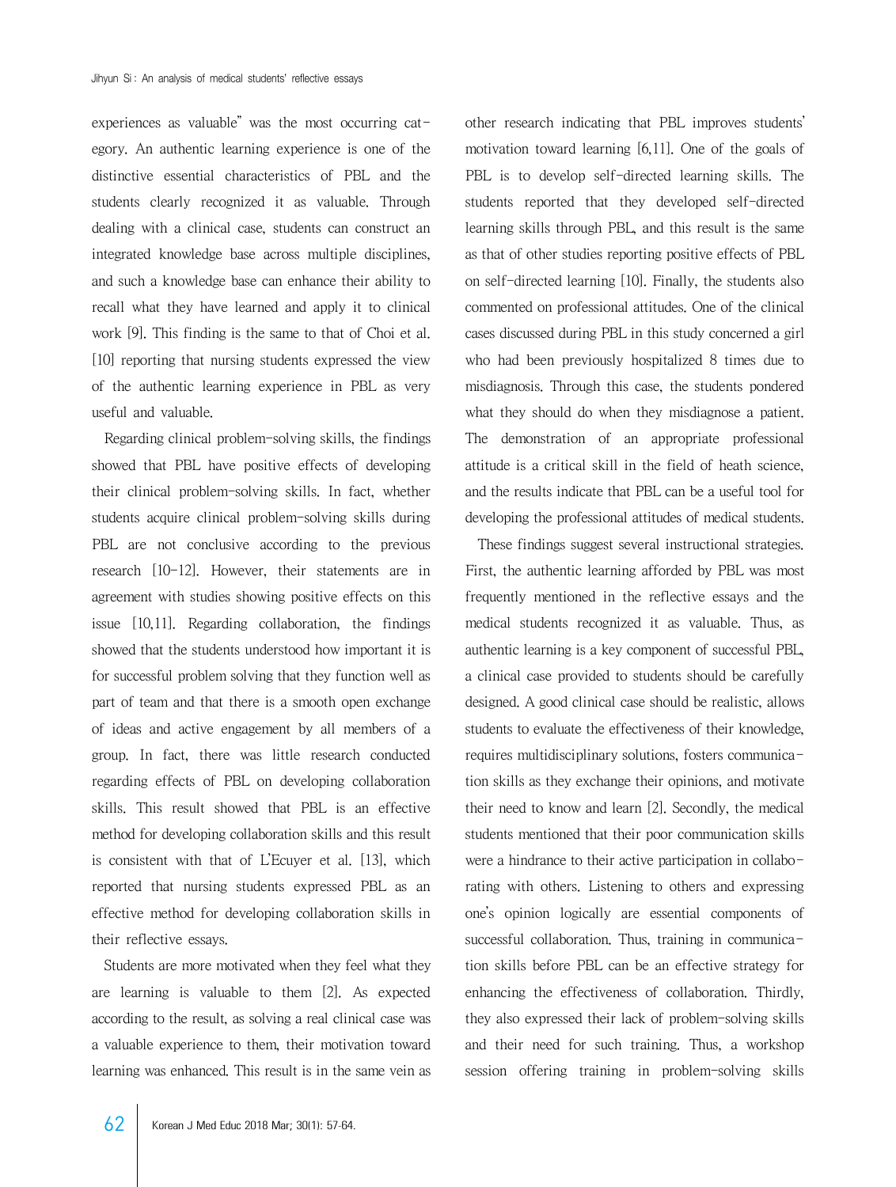experiences as valuable" was the most occurring category. An authentic learning experience is one of the distinctive essential characteristics of PBL and the students clearly recognized it as valuable. Through dealing with a clinical case, students can construct an integrated knowledge base across multiple disciplines, and such a knowledge base can enhance their ability to recall what they have learned and apply it to clinical work [9]. This finding is the same to that of Choi et al. [10] reporting that nursing students expressed the view of the authentic learning experience in PBL as very useful and valuable.

Regarding clinical problem-solving skills, the findings showed that PBL have positive effects of developing their clinical problem-solving skills. In fact, whether students acquire clinical problem-solving skills during PBL are not conclusive according to the previous research [10-12]. However, their statements are in agreement with studies showing positive effects on this issue [10,11]. Regarding collaboration, the findings showed that the students understood how important it is for successful problem solving that they function well as part of team and that there is a smooth open exchange of ideas and active engagement by all members of a group. In fact, there was little research conducted regarding effects of PBL on developing collaboration skills. This result showed that PBL is an effective method for developing collaboration skills and this result is consistent with that of L'Ecuyer et al. [13], which reported that nursing students expressed PBL as an effective method for developing collaboration skills in their reflective essays.

Students are more motivated when they feel what they are learning is valuable to them [2]. As expected according to the result, as solving a real clinical case was a valuable experience to them, their motivation toward learning was enhanced. This result is in the same vein as other research indicating that PBL improves students' motivation toward learning [6,11]. One of the goals of PBL is to develop self-directed learning skills. The students reported that they developed self-directed learning skills through PBL, and this result is the same as that of other studies reporting positive effects of PBL on self-directed learning [10]. Finally, the students also commented on professional attitudes. One of the clinical cases discussed during PBL in this study concerned a girl who had been previously hospitalized 8 times due to misdiagnosis. Through this case, the students pondered what they should do when they misdiagnose a patient. The demonstration of an appropriate professional attitude is a critical skill in the field of heath science, and the results indicate that PBL can be a useful tool for developing the professional attitudes of medical students.

These findings suggest several instructional strategies. First, the authentic learning afforded by PBL was most frequently mentioned in the reflective essays and the medical students recognized it as valuable. Thus, as authentic learning is a key component of successful PBL, a clinical case provided to students should be carefully designed. A good clinical case should be realistic, allows students to evaluate the effectiveness of their knowledge, requires multidisciplinary solutions, fosters communication skills as they exchange their opinions, and motivate their need to know and learn [2]. Secondly, the medical students mentioned that their poor communication skills were a hindrance to their active participation in collaborating with others. Listening to others and expressing one's opinion logically are essential components of successful collaboration. Thus, training in communication skills before PBL can be an effective strategy for enhancing the effectiveness of collaboration. Thirdly, they also expressed their lack of problem-solving skills and their need for such training. Thus, a workshop session offering training in problem-solving skills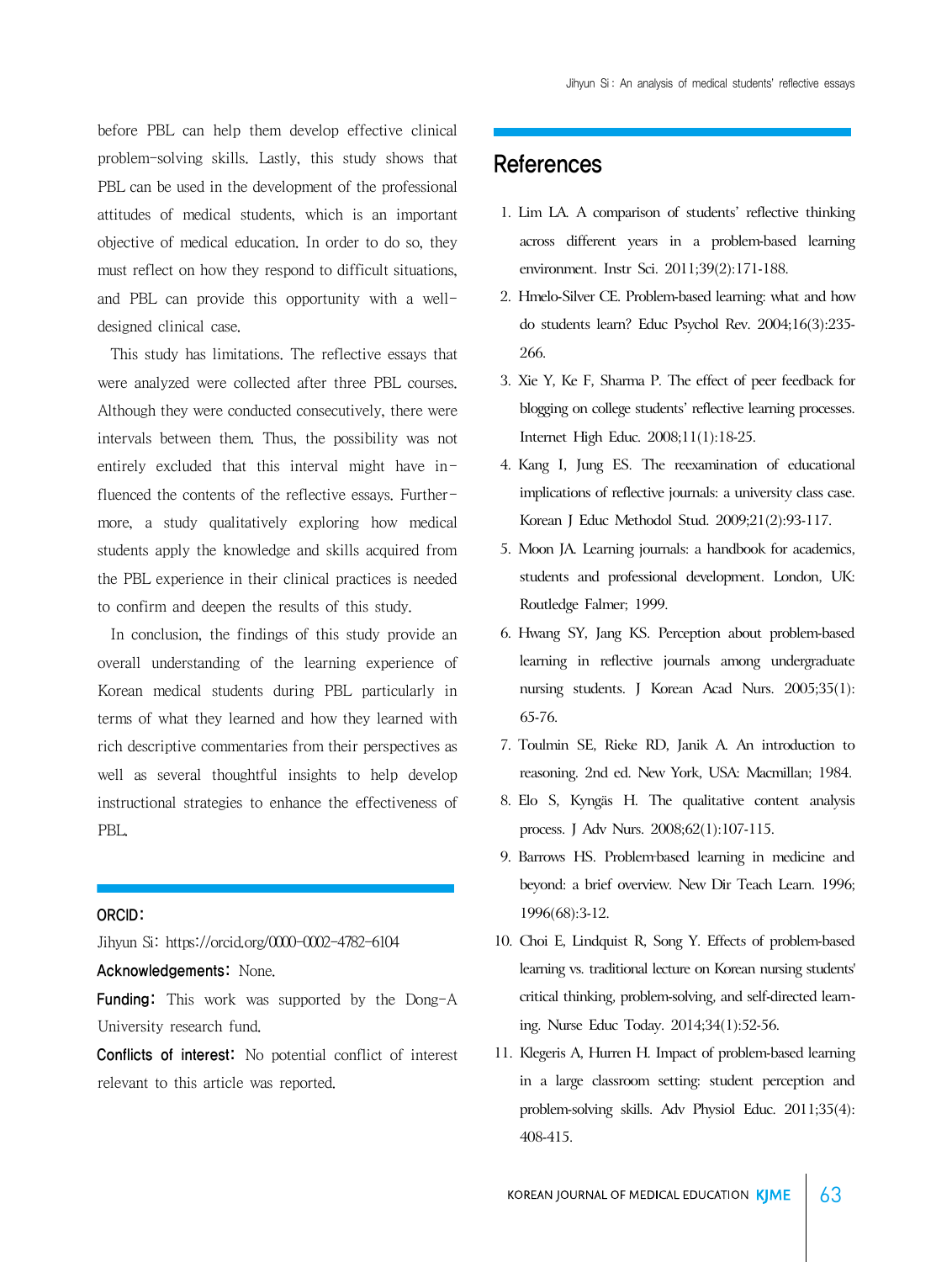before PBL can help them develop effective clinical problem-solving skills. Lastly, this study shows that PBL can be used in the development of the professional attitudes of medical students, which is an important objective of medical education. In order to do so, they must reflect on how they respond to difficult situations, and PBL can provide this opportunity with a well-designed clinical case.

This study has limitations. The reflective essays that were analyzed were collected after three PBL courses. Although they were conducted consecutively, there were intervals between them. Thus, the possibility was not entirely excluded that this interval might have influenced the contents of the reflective essays. Furthermore, a study qualitatively exploring how medical students apply the knowledge and skills acquired from the PBL experience in their clinical practices is needed to confirm and deepen the results of this study.

In conclusion, the findings of this study provide an overall understanding of the learning experience of Korean medical students during PBL particularly in terms of what they learned and how they learned with rich descriptive commentaries from their perspectives as well as several thoughtful insights to help develop instructional strategies to enhance the effectiveness of PBL.

**ORCID:**

Jihyun Si: https://orcid.org/0000-0002-4782-6104

**Acknowledgements:** None.

**Funding:** This work was supported by the Dong-A University research fund.

**Conflicts of interest:** No potential conflict of interest relevant to this article was reported.

## References

1. Lim LA. A comparison of students' reflective thinking across different years in a problem-based learning environment. Instr Sci. 2011;39(2):171-188.
2. Hmelo-Silver CE. Problem-based learning: what and how do students learn? Educ Psychol Rev. 2004;16(3):235-266.
3. Xie Y, Ke F, Sharma P. The effect of peer feedback for blogging on college students' reflective learning processes. Internet High Educ. 2008;11(1):18-25.
4. Kang I, Jung ES. The reexamination of educational implications of reflective journals: a university class case. Korean J Educ Methodol Stud. 2009;21(2):93-117.
5. Moon JA. Learning journals: a handbook for academics, students and professional development. London, UK: Routledge Falmer; 1999.
6. Hwang SY, Jang KS. Perception about problem-based learning in reflective journals among undergraduate nursing students. J Korean Acad Nurs. 2005;35(1):65-76.
7. Toulmin SE, Rieke RD, Janik A. An introduction to reasoning. 2nd ed. New York, USA: Macmillan; 1984.
8. Elo S, Kyngäs H. The qualitative content analysis process. J Adv Nurs. 2008;62(1):107-115.
9. Barrows HS. Problem-based learning in medicine and beyond: a brief overview. New Dir Teach Learn. 1996;1996(68):3-12.
10. Choi E, Lindquist R, Song Y. Effects of problem-based learning vs. traditional lecture on Korean nursing students' critical thinking, problem-solving, and self-directed learning. Nurse Educ Today. 2014;34(1):52-56.
11. Klegeris A, Hurren H. Impact of problem-based learning in a large classroom setting: student perception and problem-solving skills. Adv Physiol Educ. 2011;35(4):408-415.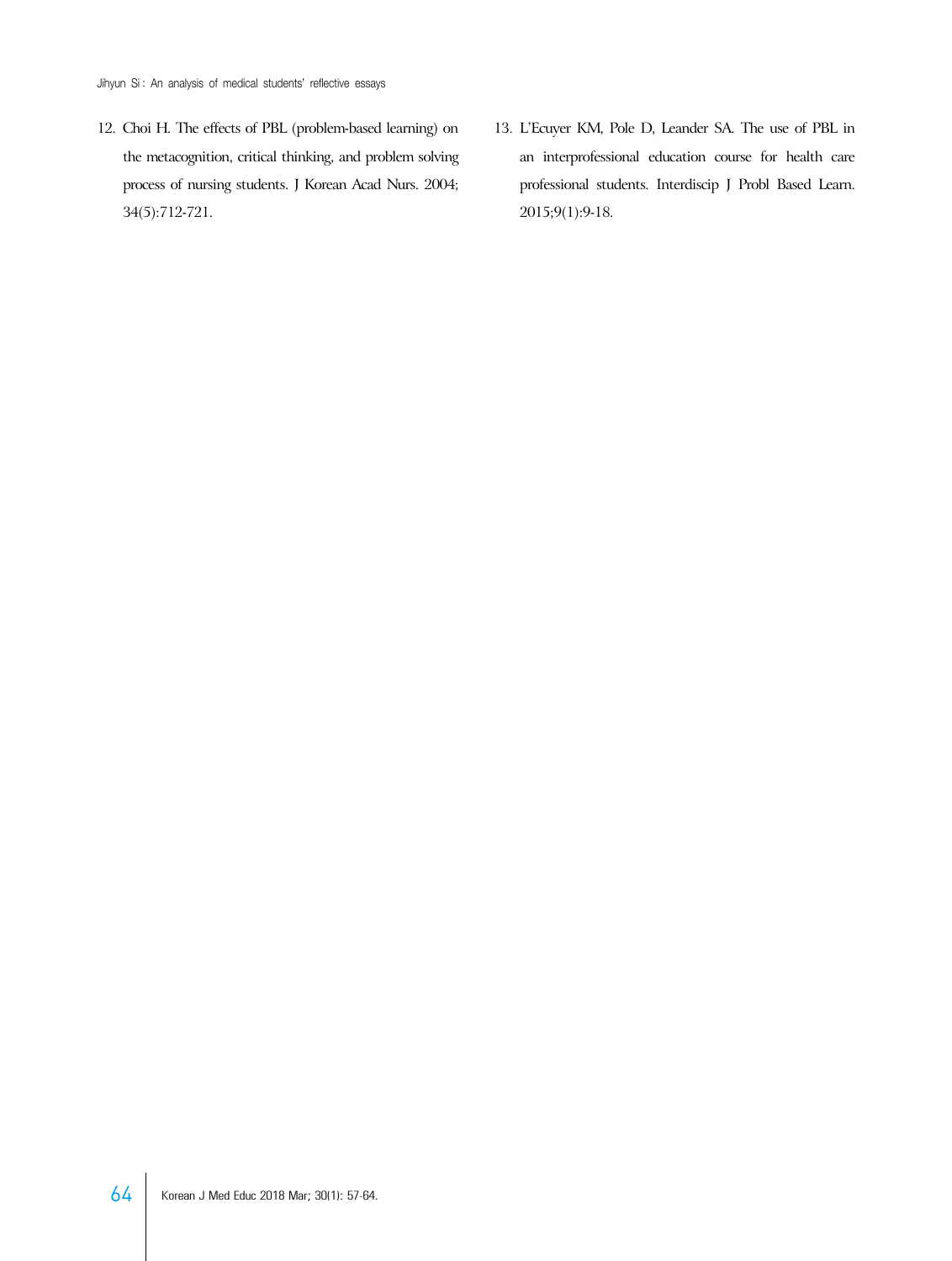12. Choi H. The effects of PBL (problem-based learning) on the metacognition, critical thinking, and problem solving process of nursing students. J Korean Acad Nurs. 2004; 34(5):712-721.
13. L'Ecuyer KM, Pole D, Leander SA. The use of PBL in an interprofessional education course for health care professional students. Interdiscip J Probl Based Learn. 2015;9(1):9-18.